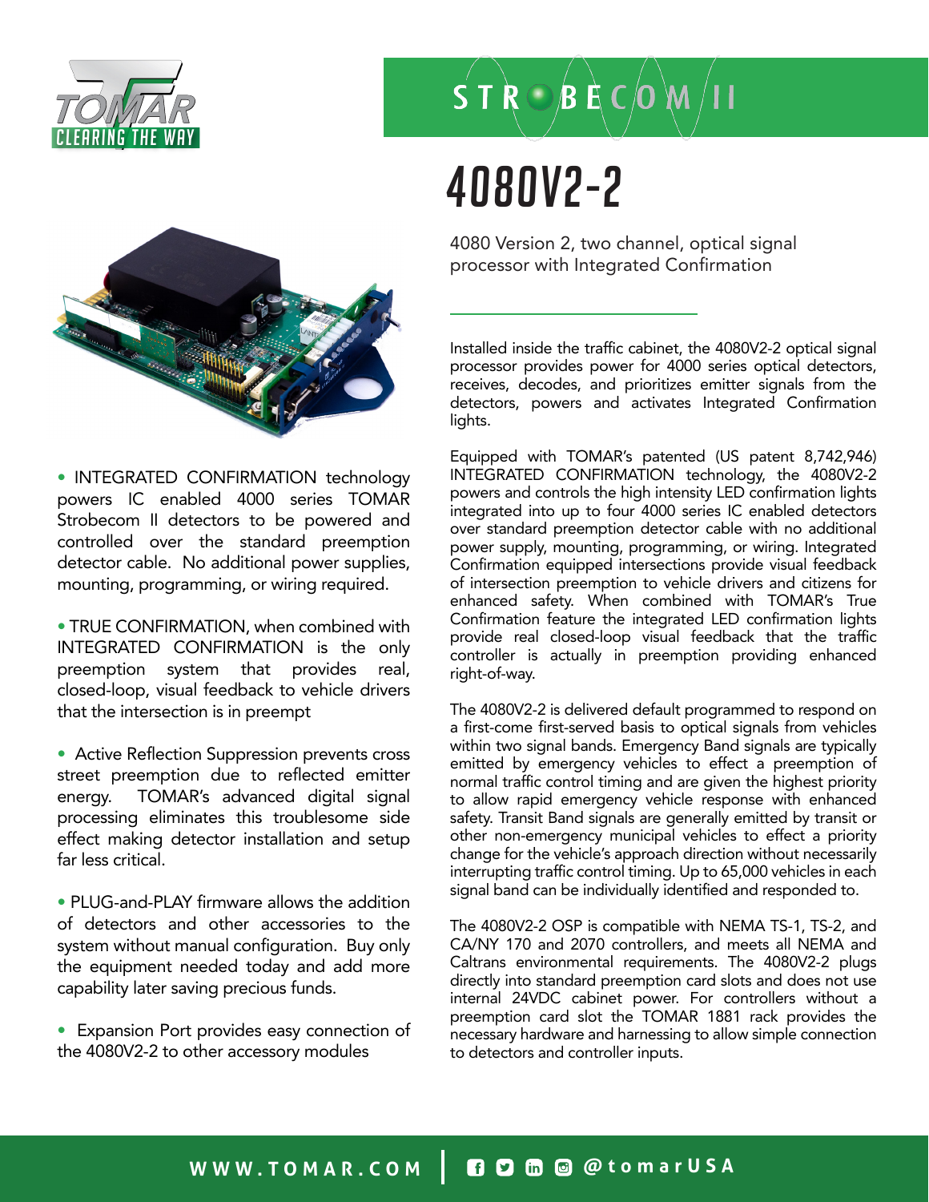TOMAR CLEARING THE WAY

STROBECOM II

# 4080V2-2

4080 Version 2, two channel, optical signal processor with Integrated Confirmation

- INTEGRATED CONFIRMATION technology powers IC enabled 4000 series TOMAR Strobecom II detectors to be powered and controlled over the standard preemption detector cable. No additional power supplies, mounting, programming, or wiring required.

- TRUE CONFIRMATION, when combined with INTEGRATED CONFIRMATION is the only preemption system that provides real, closed-loop, visual feedback to vehicle drivers that the intersection is in preempt

- Active Reflection Suppression prevents cross street preemption due to reflected emitter energy. TOMAR's advanced digital signal processing eliminates this troublesome side effect making detector installation and setup far less critical.

- PLUG-and-PLAY firmware allows the addition of detectors and other accessories to the system without manual configuration. Buy only the equipment needed today and add more capability later saving precious funds.

- Expansion Port provides easy connection of the 4080V2-2 to other accessory modules

Installed inside the traffic cabinet, the 4080V2-2 optical signal processor provides power for 4000 series optical detectors, receives, decodes, and prioritizes emitter signals from the detectors, powers and activates Integrated Confirmation lights.

Equipped with TOMAR's patented (US patent 8,742,946) INTEGRATED CONFIRMATION technology, the 4080V2-2 powers and controls the high intensity LED confirmation lights integrated into up to four 4000 series IC enabled detectors over standard preemption detector cable with no additional power supply, mounting, programming, or wiring. Integrated Confirmation equipped intersections provide visual feedback of intersection preemption to vehicle drivers and citizens for enhanced safety. When combined with TOMAR's True Confirmation feature the integrated LED confirmation lights provide real closed-loop visual feedback that the traffic controller is actually in preemption providing enhanced right-of-way.

The 4080V2-2 is delivered default programmed to respond on a first-come first-served basis to optical signals from vehicles within two signal bands. Emergency Band signals are typically emitted by emergency vehicles to effect a preemption of normal traffic control timing and are given the highest priority to allow rapid emergency vehicle response with enhanced safety. Transit Band signals are generally emitted by transit or other non-emergency municipal vehicles to effect a priority change for the vehicle's approach direction without necessarily interrupting traffic control timing. Up to 65,000 vehicles in each signal band can be individually identified and responded to.

The 4080V2-2 OSP is compatible with NEMA TS-1, TS-2, and CA/NY 170 and 2070 controllers, and meets all NEMA and Caltrans environmental requirements. The 4080V2-2 plugs directly into standard preemption card slots and does not use internal 24VDC cabinet power. For controllers without a preemption card slot the TOMAR 1881 rack provides the necessary hardware and harnessing to allow simple connection to detectors and controller inputs.

WWW.TOMAR.COM | @tomarUSA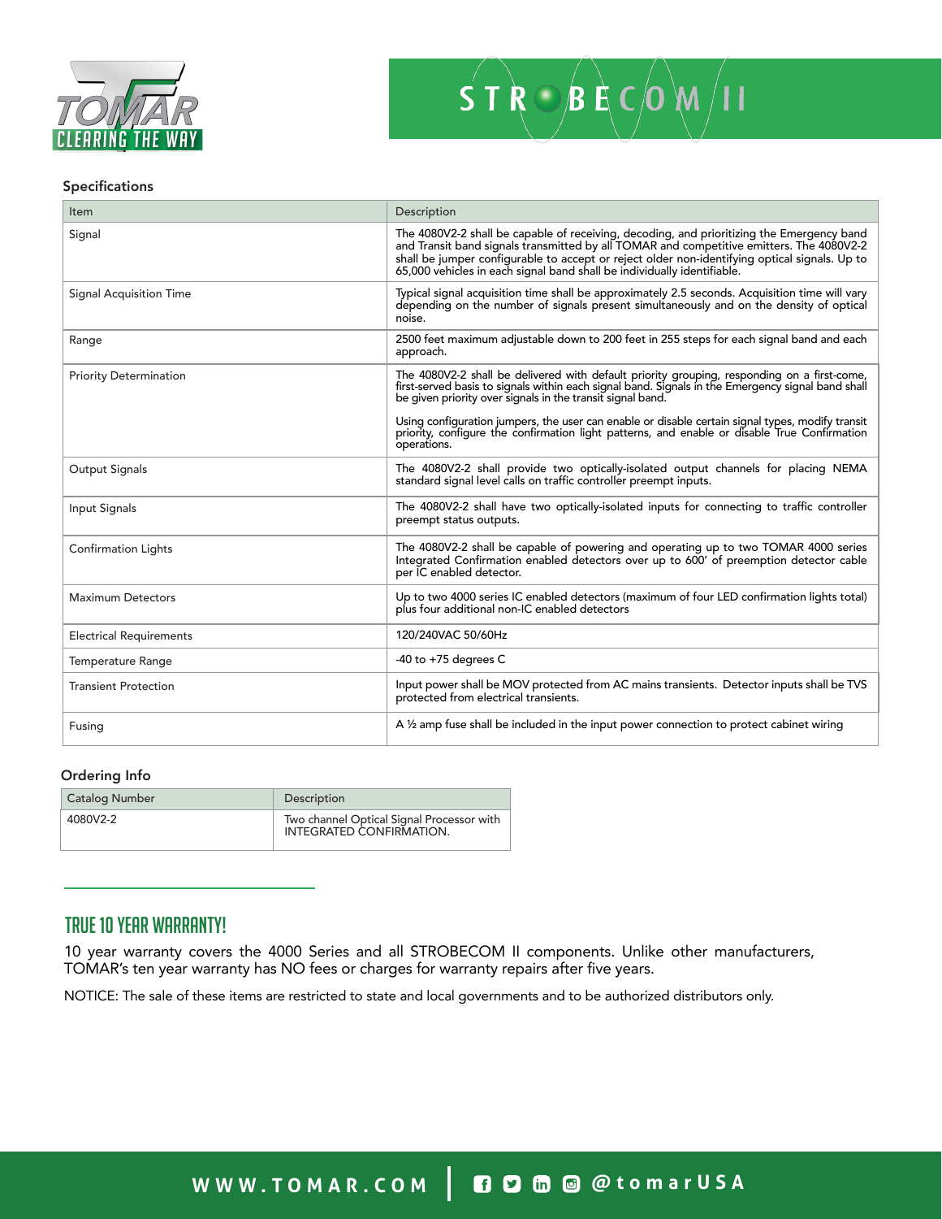## Specifications

| Item | Description |
| --- | --- |
| Signal | The 4080V2-2 shall be capable of receiving, decoding, and prioritizing the Emergency band and Transit band signals transmitted by all TOMAR and competitive emitters. The 4080V2-2 shall be jumper configurable to accept or reject older non-identifying optical signals. Up to 65,000 vehicles in each signal band shall be individually identifiable. |
| Signal Acquisition Time | Typical signal acquisition time shall be approximately 2.5 seconds. Acquisition time will vary depending on the number of signals present simultaneously and on the density of optical noise. |
| Range | 2500 feet maximum adjustable down to 200 feet in 255 steps for each signal band and each approach. |
| Priority Determination | The 4080V2-2 shall be delivered with default priority grouping, responding on a first-come, first-served basis to signals within each signal band. Signals in the Emergency signal band shall be given priority over signals in the transit signal band.<br><br>Using configuration jumpers, the user can enable or disable certain signal types, modify transit priority, configure the confirmation light patterns, and enable or disable True Confirmation operations. |
| Output Signals | The 4080V2-2 shall provide two optically-isolated output channels for placing NEMA standard signal level calls on traffic controller preempt inputs. |
| Input Signals | The 4080V2-2 shall have two optically-isolated inputs for connecting to traffic controller preempt status outputs. |
| Confirmation Lights | The 4080V2-2 shall be capable of powering and operating up to two TOMAR 4000 series Integrated Confirmation enabled detectors over up to 600' of preemption detector cable per IC enabled detector. |
| Maximum Detectors | Up to two 4000 series IC enabled detectors (maximum of four LED confirmation lights total) plus four additional non-IC enabled detectors |
| Electrical Requirements | 120/240VAC 50/60Hz |
| Temperature Range | -40 to +75 degrees C |
| Transient Protection | Input power shall be MOV protected from AC mains transients. Detector inputs shall be TVS protected from electrical transients. |
| Fusing | A ½ amp fuse shall be included in the input power connection to protect cabinet wiring |

## Ordering Info

| Catalog Number | Description |
| --- | --- |
| 4080V2-2 | Two channel Optical Signal Processor with INTEGRATED CONFIRMATION. |

## TRUE 10 YEAR WARRANTY!

10 year warranty covers the 4000 Series and all STROBECOM II components. Unlike other manufacturers, TOMAR's ten year warranty has NO fees or charges for warranty repairs after five years.

NOTICE: The sale of these items are restricted to state and local governments and to be authorized distributors only.

WWW.TOMAR.COM | @tomarUSA